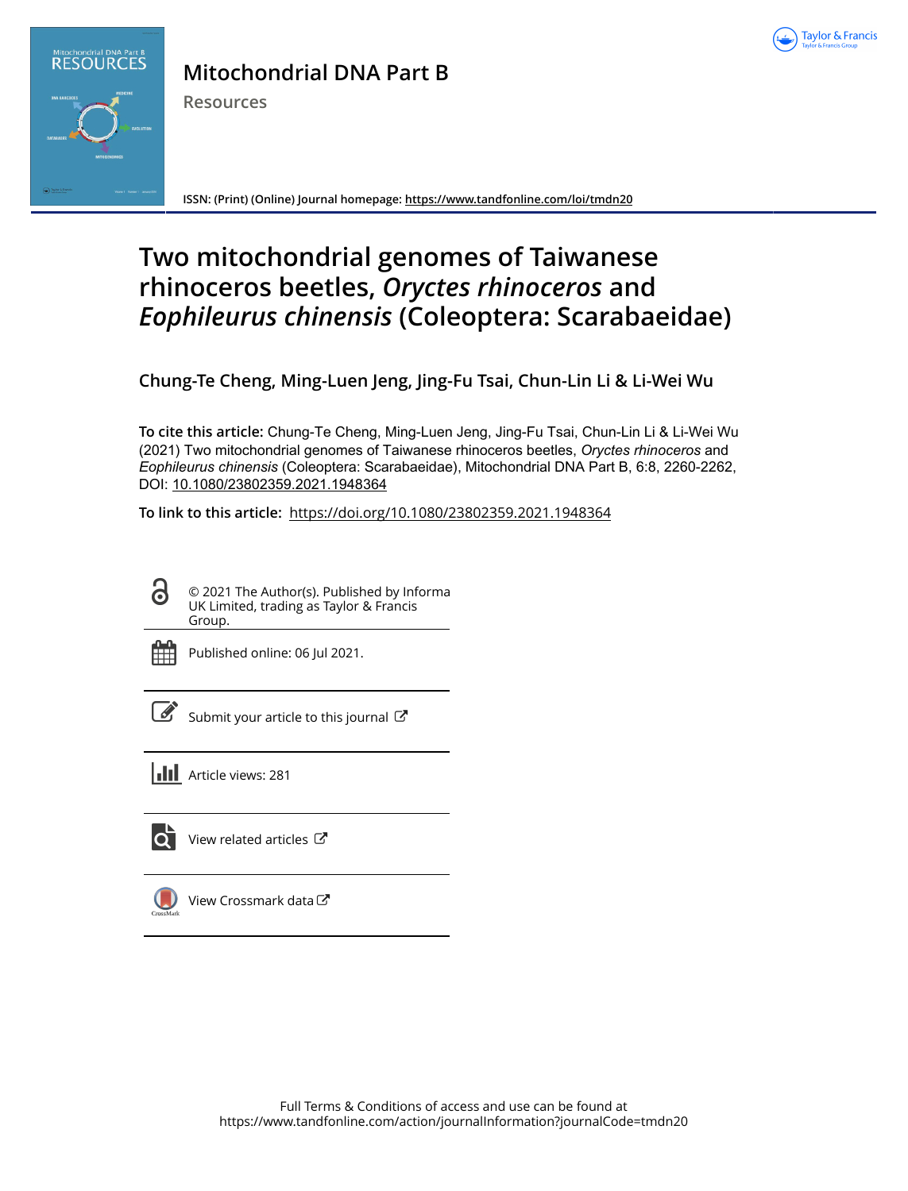# Mitochondrial DNA Part B

Resources

ISSN: (Print) (Online) Journal homepage: https://www.tandfonline.com/loi/tmdn20

# Two mitochondrial genomes of Taiwanese rhinoceros beetles, *Oryctes rhinoceros* and *Eophileurus chinensis* (Coleoptera: Scarabaeidae)

**Chung-Te Cheng, Ming-Luen Jeng, Jing-Fu Tsai, Chun-Lin Li & Li-Wei Wu**

**To cite this article:** Chung-Te Cheng, Ming-Luen Jeng, Jing-Fu Tsai, Chun-Lin Li & Li-Wei Wu (2021) Two mitochondrial genomes of Taiwanese rhinoceros beetles, *Oryctes rhinoceros* and *Eophileurus chinensis* (Coleoptera: Scarabaeidae), Mitochondrial DNA Part B, 6:8, 2260-2262, DOI: 10.1080/23802359.2021.1948364

**To link to this article:** https://doi.org/10.1080/23802359.2021.1948364

© 2021 The Author(s). Published by Informa UK Limited, trading as Taylor & Francis Group.

Published online: 06 Jul 2021.

Submit your article to this journal

Article views: 281

View related articles

View Crossmark data

Full Terms & Conditions of access and use can be found at https://www.tandfonline.com/action/journalInformation?journalCode=tmdn20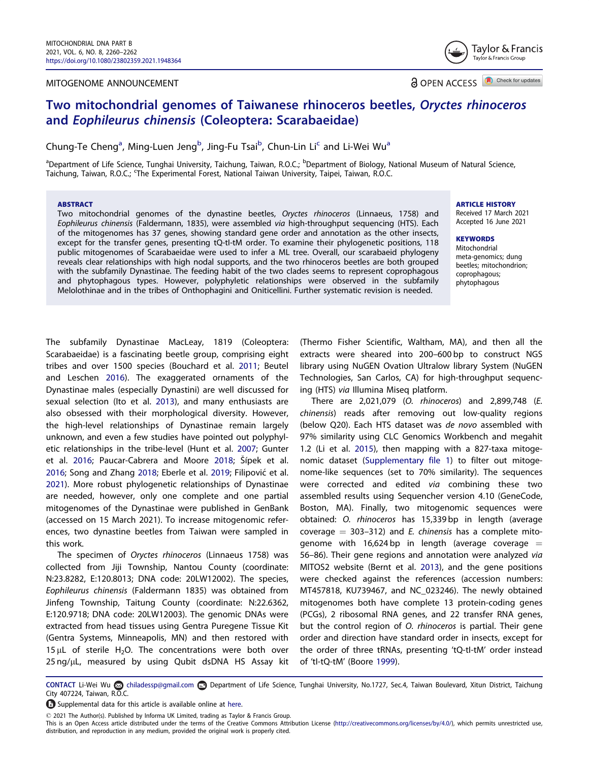MITOGENOME ANNOUNCEMENT

# Two mitochondrial genomes of Taiwanese rhinoceros beetles, *Oryctes rhinoceros* and *Eophileurus chinensis* (Coleoptera: Scarabaeidae)

Chung-Te Cheng[a], Ming-Luen Jeng[b], Jing-Fu Tsai[b], Chun-Lin Li[c] and Li-Wei Wu[a]

[a]Department of Life Science, Tunghai University, Taichung, Taiwan, R.O.C.; [b]Department of Biology, National Museum of Natural Science, Taichung, Taiwan, R.O.C.; [c]The Experimental Forest, National Taiwan University, Taipei, Taiwan, R.O.C.

**ABSTRACT**

Two mitochondrial genomes of the dynastine beetles, *Oryctes rhinoceros* (Linnaeus, 1758) and *Eophileurus chinensis* (Faldermann, 1835), were assembled *via* high-throughput sequencing (HTS). Each of the mitogenomes has 37 genes, showing standard gene order and annotation as the other insects, except for the transfer genes, presenting tQ-tI-tM order. To examine their phylogenetic positions, 118 public mitogenomes of Scarabaeidae were used to infer a ML tree. Overall, our scarabaeid phylogeny reveals clear relationships with high nodal supports, and the two rhinoceros beetles are both grouped with the subfamily Dynastinae. The feeding habit of the two clades seems to represent coprophagous and phytophagous types. However, polyphyletic relationships were observed in the subfamily Melolothinae and in the tribes of Onthophagini and Oniticellini. Further systematic revision is needed.

**ARTICLE HISTORY**
Received 17 March 2021
Accepted 16 June 2021

**KEYWORDS**
Mitochondrial meta-genomics; dung beetles; mitochondrion; coprophagous; phytophagous

The subfamily Dynastinae MacLeay, 1819 (Coleoptera: Scarabaeidae) is a fascinating beetle group, comprising eight tribes and over 1500 species (Bouchard et al. 2011; Beutel and Leschen 2016). The exaggerated ornaments of the Dynastinae males (especially Dynastini) are well discussed for sexual selection (Ito et al. 2013), and many enthusiasts are also obsessed with their morphological diversity. However, the high-level relationships of Dynastinae remain largely unknown, and even a few studies have pointed out polyphyletic relationships in the tribe-level (Hunt et al. 2007; Gunter et al. 2016; Paucar-Cabrera and Moore 2018; Šípek et al. 2016; Song and Zhang 2018; Eberle et al. 2019; Filipović et al. 2021). More robust phylogenetic relationships of Dynastinae are needed, however, only one complete and one partial mitogenomes of the Dynastinae were published in GenBank (accessed on 15 March 2021). To increase mitogenomic references, two dynastine beetles from Taiwan were sampled in this work.

The specimen of *Oryctes rhinoceros* (Linnaeus 1758) was collected from Jiji Township, Nantou County (coordinate: N:23.8282, E:120.8013; DNA code: 20LW12002). The species, *Eophileurus chinensis* (Faldermann 1835) was obtained from Jinfeng Township, Taitung County (coordinate: N:22.6362, E:120.9718; DNA code: 20LW12003). The genomic DNAs were extracted from head tissues using Gentra Puregene Tissue Kit (Gentra Systems, Minneapolis, MN) and then restored with 15 μL of sterile $H_2O$. The concentrations were both over 25 ng/μL, measured by using Qubit dsDNA HS Assay kit (Thermo Fisher Scientific, Waltham, MA), and then all the extracts were sheared into 200–600 bp to construct NGS library using NuGEN Ovation Ultralow library System (NuGEN Technologies, San Carlos, CA) for high-throughput sequencing (HTS) *via* Illumina Miseq platform.

There are 2,021,079 (*O. rhinoceros*) and 2,899,748 (*E. chinensis*) reads after removing out low-quality regions (below Q20). Each HTS dataset was *de novo* assembled with 97% similarity using CLC Genomics Workbench and megahit 1.2 (Li et al. 2015), then mapping with a 827-taxa mitogenomic dataset (Supplementary file 1) to filter out mitogenome-like sequences (set to 70% similarity). The sequences were corrected and edited *via* combining these two assembled results using Sequencher version 4.10 (GeneCode, Boston, MA). Finally, two mitogenomic sequences were obtained: *O. rhinoceros* has 15,339 bp in length (average coverage = 303–312) and *E. chinensis* has a complete mitogenome with 16,624 bp in length (average coverage = 56–86). Their gene regions and annotation were analyzed *via* MITOS2 website (Bernt et al. 2013), and the gene positions were checked against the references (accession numbers: MT457818, KU739467, and NC_023246). The newly obtained mitogenomes both have complete 13 protein-coding genes (PCGs), 2 ribosomal RNA genes, and 22 transfer RNA genes, but the control region of *O. rhinoceros* is partial. Their gene order and direction have standard order in insects, except for the order of three tRNAs, presenting 'tQ-tI-tM' order instead of 'tI-tQ-tM' (Boore 1999).

**CONTACT** Li-Wei Wu chiladessp@gmail.com Department of Life Science, Tunghai University, No.1727, Sec.4, Taiwan Boulevard, Xitun District, Taichung City 407224, Taiwan, R.O.C.

Supplemental data for this article is available online at here.

© 2021 The Author(s). Published by Informa UK Limited, trading as Taylor & Francis Group.
This is an Open Access article distributed under the terms of the Creative Commons Attribution License (http://creativecommons.org/licenses/by/4.0/), which permits unrestricted use, distribution, and reproduction in any medium, provided the original work is properly cited.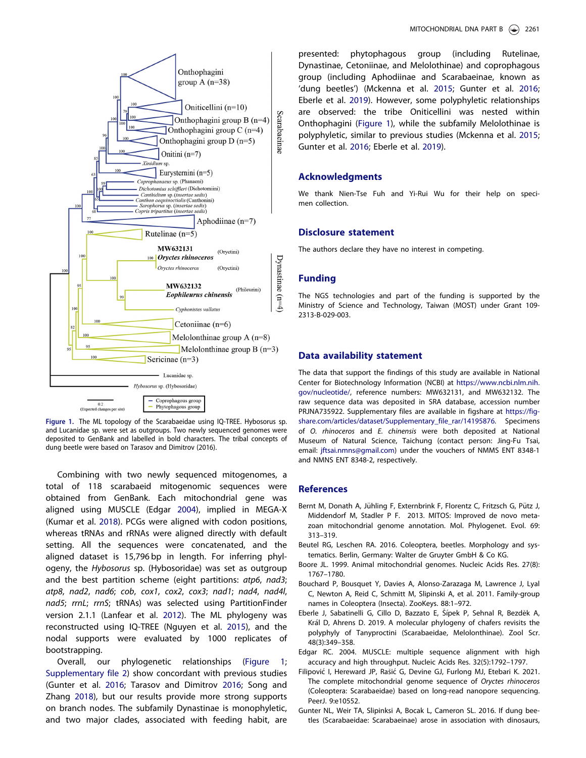Figure 1. The ML topology of the Scarabaeidae using IQ-TREE. Hybosorus sp. and Lucanidae sp. were set as outgroups. Two newly sequenced genomes were deposited to GenBank and labelled in bold characters. The tribal concepts of dung beetle were based on Tarasov and Dimitrov (2016).

Combining with two newly sequenced mitogenomes, a total of 118 scarabaeid mitogenomic sequences were obtained from GenBank. Each mitochondrial gene was aligned using MUSCLE (Edgar 2004), implied in MEGA-X (Kumar et al. 2018). PCGs were aligned with codon positions, whereas tRNAs and rRNAs were aligned directly with default setting. All the sequences were concatenated, and the aligned dataset is 15,796 bp in length. For inferring phylogeny, the *Hybosorus* sp. (Hybosoridae) was set as outgroup and the best partition scheme (eight partitions: *atp6*, *nad3*; *atp8*, *nad2*, *nad6*; *cob*, *cox1*, *cox2*, *cox3*; *nad1*; *nad4*, *nad4l*, *nad5*; *rrnL*; *rrnS*; tRNAs) was selected using PartitionFinder version 2.1.1 (Lanfear et al. 2012). The ML phylogeny was reconstructed using IQ-TREE (Nguyen et al. 2015), and the nodal supports were evaluated by 1000 replicates of bootstrapping.

Overall, our phylogenetic relationships (Figure 1; Supplementary file 2) show concordant with previous studies (Gunter et al. 2016; Tarasov and Dimitrov 2016; Song and Zhang 2018), but our results provide more strong supports on branch nodes. The subfamily Dynastinae is monophyletic, and two major clades, associated with feeding habit, are presented: phytophagous group (including Rutelinae, Dynastinae, Cetoniinae, and Melolothinae) and coprophagous group (including Aphodiinae and Scarabaeinae, known as 'dung beetles') (Mckenna et al. 2015; Gunter et al. 2016; Eberle et al. 2019). However, some polyphyletic relationships are observed: the tribe Oniticellini was nested within Onthophagini (Figure 1), while the subfamily Melolothinae is polyphyletic, similar to previous studies (Mckenna et al. 2015; Gunter et al. 2016; Eberle et al. 2019).

## Acknowledgments

We thank Nien-Tse Fuh and Yi-Rui Wu for their help on specimen collection.

## Disclosure statement

The authors declare they have no interest in competing.

## Funding

The NGS technologies and part of the funding is supported by the Ministry of Science and Technology, Taiwan (MOST) under Grant 109-2313-B-029-003.

## Data availability statement

The data that support the findings of this study are available in National Center for Biotechnology Information (NCBI) at https://www.ncbi.nlm.nih.gov/nucleotide/, reference numbers: MW632131, and MW632132. The raw sequence data was deposited in SRA database, accession number PRJNA735922. Supplementary files are available in figshare at https://figshare.com/articles/dataset/Supplementary_file_rar/14195876. Specimens of *O. rhinoceros* and *E. chinensis* were both deposited at National Museum of Natural Science, Taichung (contact person: Jing-Fu Tsai, email: jftsai.nmns@gmail.com) under the vouchers of NMMS ENT 8348-1 and NMNS ENT 8348-2, respectively.

## References

Bernt M, Donath A, Jühling F, Externbrink F, Florentz C, Fritzsch G, Pütz J, Middendorf M, Stadler P F. 2013. MITOS: Improved de novo metazoan mitochondrial genome annotation. Mol. Phylogenet. Evol. 69: 313–319.

Beutel RG, Leschen RA. 2016. Coleoptera, beetles. Morphology and systematics. Berlin, Germany: Walter de Gruyter GmbH & Co KG.

Boore JL. 1999. Animal mitochondrial genomes. Nucleic Acids Res. 27(8): 1767–1780.

Bouchard P, Bousquet Y, Davies A, Alonso-Zarazaga M, Lawrence J, Lyal C, Newton A, Reid C, Schmitt M, Slipinski A, et al. 2011. Family-group names in Coleoptera (Insecta). ZooKeys. 88:1–972.

Eberle J, Sabatinelli G, Cillo D, Bazzato E, Šípek P, Sehnal R, Bezděk A, Král D, Ahrens D. 2019. A molecular phylogeny of chafers revisits the polyphyly of Tanyproctini (Scarabaeidae, Melolonthinae). Zool Scr. 48(3):349–358.

Edgar RC. 2004. MUSCLE: multiple sequence alignment with high accuracy and high throughput. Nucleic Acids Res. 32(5):1792–1797.

Filipović I, Hereward JP, Rašić G, Devine GJ, Furlong MJ, Etebari K. 2021. The complete mitochondrial genome sequence of *Oryctes rhinoceros* (Coleoptera: Scarabaeidae) based on long-read nanopore sequencing. PeerJ. 9:e10552.

Gunter NL, Weir TA, Slipinksi A, Bocak L, Cameron SL. 2016. If dung beetles (Scarabaeidae: Scarabaeinae) arose in association with dinosaurs,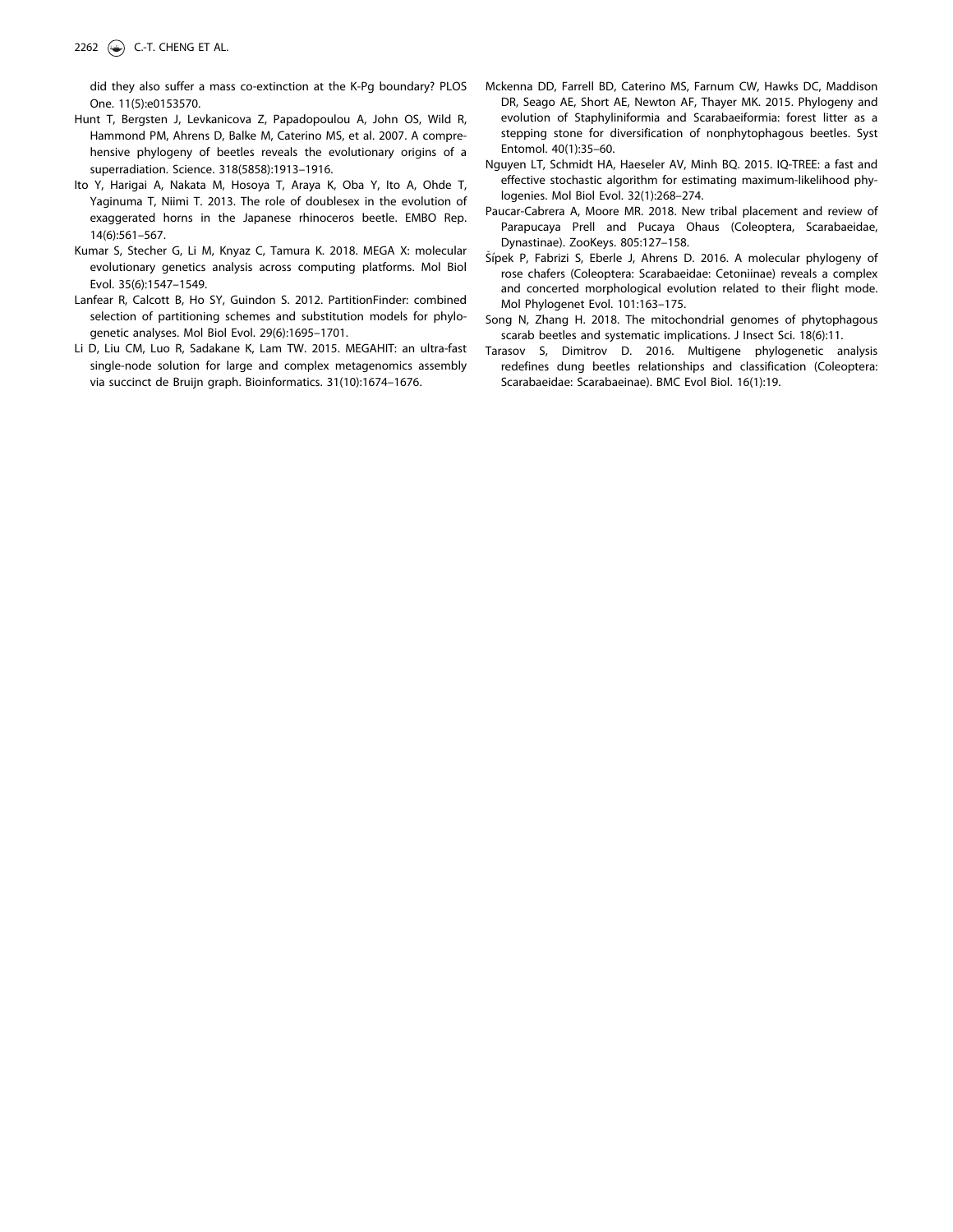did they also suffer a mass co-extinction at the K-Pg boundary? PLOS One. 11(5):e0153570.

Hunt T, Bergsten J, Levkanicova Z, Papadopoulou A, John OS, Wild R, Hammond PM, Ahrens D, Balke M, Caterino MS, et al. 2007. A comprehensive phylogeny of beetles reveals the evolutionary origins of a superradiation. Science. 318(5858):1913–1916.

Ito Y, Harigai A, Nakata M, Hosoya T, Araya K, Oba Y, Ito A, Ohde T, Yaginuma T, Niimi T. 2013. The role of doublesex in the evolution of exaggerated horns in the Japanese rhinoceros beetle. EMBO Rep. 14(6):561–567.

Kumar S, Stecher G, Li M, Knyaz C, Tamura K. 2018. MEGA X: molecular evolutionary genetics analysis across computing platforms. Mol Biol Evol. 35(6):1547–1549.

Lanfear R, Calcott B, Ho SY, Guindon S. 2012. PartitionFinder: combined selection of partitioning schemes and substitution models for phylogenetic analyses. Mol Biol Evol. 29(6):1695–1701.

Li D, Liu CM, Luo R, Sadakane K, Lam TW. 2015. MEGAHIT: an ultra-fast single-node solution for large and complex metagenomics assembly via succinct de Bruijn graph. Bioinformatics. 31(10):1674–1676.

Mckenna DD, Farrell BD, Caterino MS, Farnum CW, Hawks DC, Maddison DR, Seago AE, Short AE, Newton AF, Thayer MK. 2015. Phylogeny and evolution of Staphyliniformia and Scarabaeiformia: forest litter as a stepping stone for diversification of nonphytophagous beetles. Syst Entomol. 40(1):35–60.

Nguyen LT, Schmidt HA, Haeseler AV, Minh BQ. 2015. IQ-TREE: a fast and effective stochastic algorithm for estimating maximum-likelihood phylogenies. Mol Biol Evol. 32(1):268–274.

Paucar-Cabrera A, Moore MR. 2018. New tribal placement and review of Parapucaya Prell and Pucaya Ohaus (Coleoptera, Scarabaeidae, Dynastinae). ZooKeys. 805:127–158.

Šípek P, Fabrizi S, Eberle J, Ahrens D. 2016. A molecular phylogeny of rose chafers (Coleoptera: Scarabaeidae: Cetoniinae) reveals a complex and concerted morphological evolution related to their flight mode. Mol Phylogenet Evol. 101:163–175.

Song N, Zhang H. 2018. The mitochondrial genomes of phytophagous scarab beetles and systematic implications. J Insect Sci. 18(6):11.

Tarasov S, Dimitrov D. 2016. Multigene phylogenetic analysis redefines dung beetles relationships and classification (Coleoptera: Scarabaeidae: Scarabaeinae). BMC Evol Biol. 16(1):19.